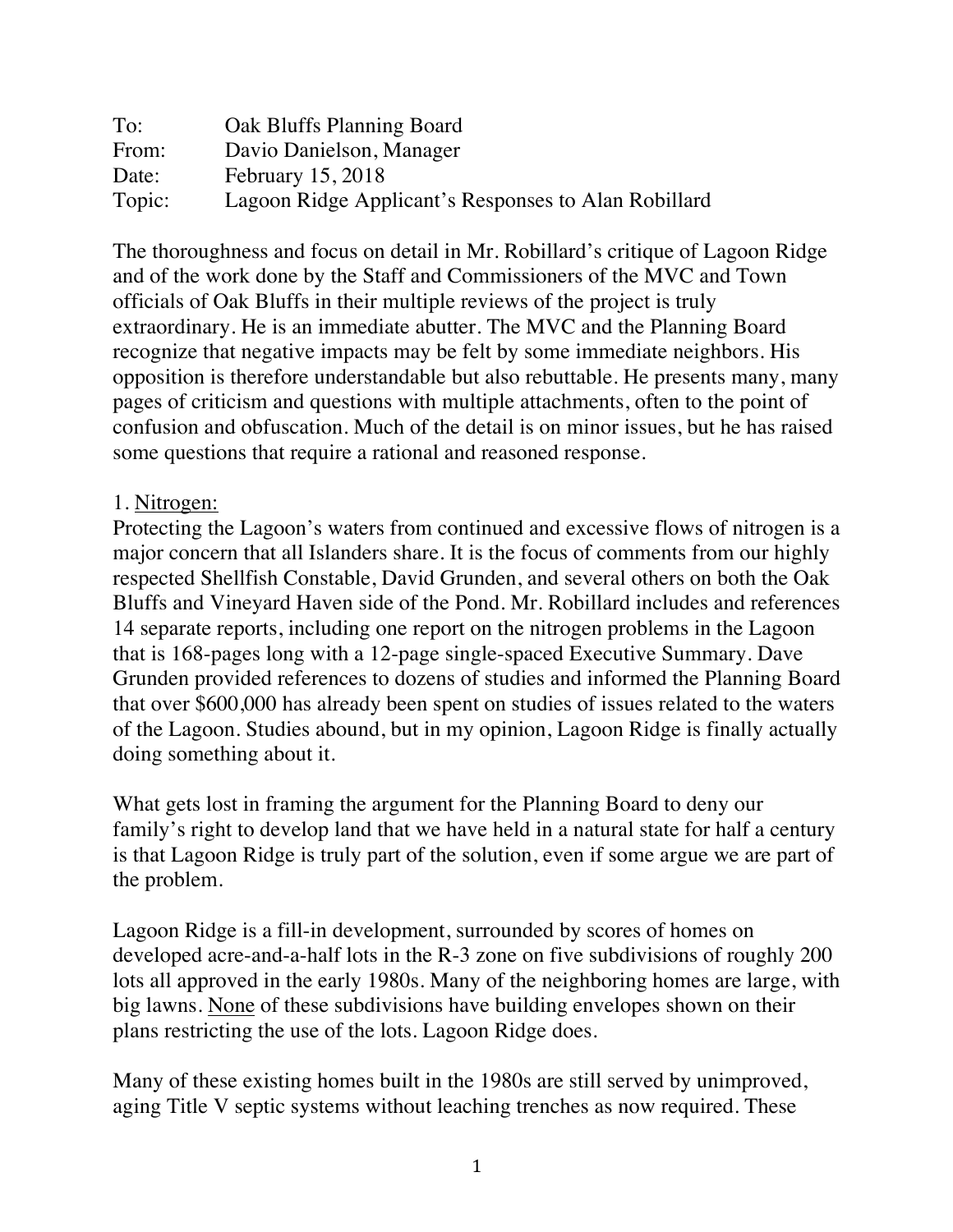To: Oak Bluffs Planning Board
From: Davio Danielson, Manager
Date: February 15, 2018
Topic: Lagoon Ridge Applicant's Responses to Alan Robillard

The thoroughness and focus on detail in Mr. Robillard's critique of Lagoon Ridge and of the work done by the Staff and Commissioners of the MVC and Town officials of Oak Bluffs in their multiple reviews of the project is truly extraordinary. He is an immediate abutter. The MVC and the Planning Board recognize that negative impacts may be felt by some immediate neighbors. His opposition is therefore understandable but also rebuttable. He presents many, many pages of criticism and questions with multiple attachments, often to the point of confusion and obfuscation. Much of the detail is on minor issues, but he has raised some questions that require a rational and reasoned response.

1. <u>Nitrogen:</u>

Protecting the Lagoon's waters from continued and excessive flows of nitrogen is a major concern that all Islanders share. It is the focus of comments from our highly respected Shellfish Constable, David Grunden, and several others on both the Oak Bluffs and Vineyard Haven side of the Pond. Mr. Robillard includes and references 14 separate reports, including one report on the nitrogen problems in the Lagoon that is 168-pages long with a 12-page single-spaced Executive Summary. Dave Grunden provided references to dozens of studies and informed the Planning Board that over $600,000 has already been spent on studies of issues related to the waters of the Lagoon. Studies abound, but in my opinion, Lagoon Ridge is finally actually doing something about it.

What gets lost in framing the argument for the Planning Board to deny our family's right to develop land that we have held in a natural state for half a century is that Lagoon Ridge is truly part of the solution, even if some argue we are part of the problem.

Lagoon Ridge is a fill-in development, surrounded by scores of homes on developed acre-and-a-half lots in the R-3 zone on five subdivisions of roughly 200 lots all approved in the early 1980s. Many of the neighboring homes are large, with big lawns. <u>None</u> of these subdivisions have building envelopes shown on their plans restricting the use of the lots. Lagoon Ridge does.

Many of these existing homes built in the 1980s are still served by unimproved, aging Title V septic systems without leaching trenches as now required. These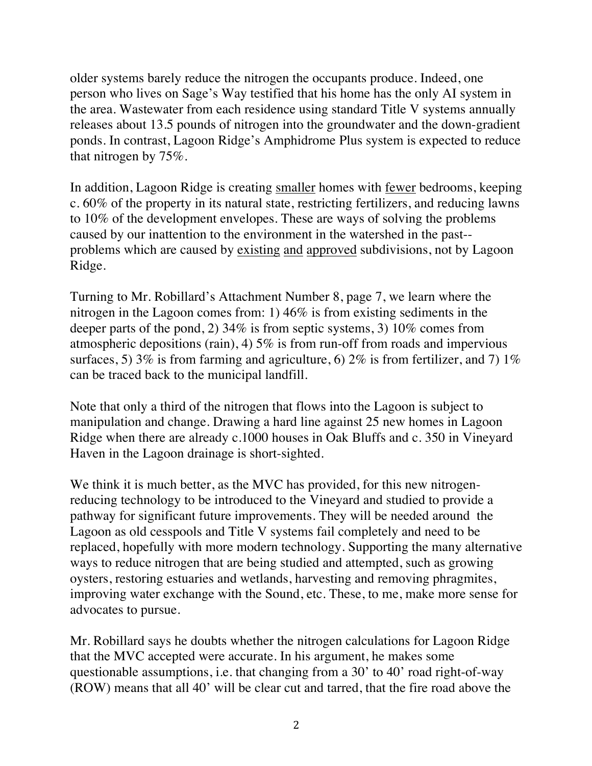older systems barely reduce the nitrogen the occupants produce. Indeed, one person who lives on Sage's Way testified that his home has the only AI system in the area. Wastewater from each residence using standard Title V systems annually releases about 13.5 pounds of nitrogen into the groundwater and the down-gradient ponds. In contrast, Lagoon Ridge's Amphidrome Plus system is expected to reduce that nitrogen by 75%.

In addition, Lagoon Ridge is creating <u>smaller</u> homes with <u>fewer</u> bedrooms, keeping c. 60% of the property in its natural state, restricting fertilizers, and reducing lawns to 10% of the development envelopes. These are ways of solving the problems caused by our inattention to the environment in the watershed in the past--problems which are caused by <u>existing</u> <u>and</u> <u>approved</u> subdivisions, not by Lagoon Ridge.

Turning to Mr. Robillard's Attachment Number 8, page 7, we learn where the nitrogen in the Lagoon comes from: 1) 46% is from existing sediments in the deeper parts of the pond, 2) 34% is from septic systems, 3) 10% comes from atmospheric depositions (rain), 4) 5% is from run-off from roads and impervious surfaces, 5) 3% is from farming and agriculture, 6) 2% is from fertilizer, and 7) 1% can be traced back to the municipal landfill.

Note that only a third of the nitrogen that flows into the Lagoon is subject to manipulation and change. Drawing a hard line against 25 new homes in Lagoon Ridge when there are already c.1000 houses in Oak Bluffs and c. 350 in Vineyard Haven in the Lagoon drainage is short-sighted.

We think it is much better, as the MVC has provided, for this new nitrogen-reducing technology to be introduced to the Vineyard and studied to provide a pathway for significant future improvements. They will be needed around the Lagoon as old cesspools and Title V systems fail completely and need to be replaced, hopefully with more modern technology. Supporting the many alternative ways to reduce nitrogen that are being studied and attempted, such as growing oysters, restoring estuaries and wetlands, harvesting and removing phragmites, improving water exchange with the Sound, etc. These, to me, make more sense for advocates to pursue.

Mr. Robillard says he doubts whether the nitrogen calculations for Lagoon Ridge that the MVC accepted were accurate. In his argument, he makes some questionable assumptions, i.e. that changing from a 30' to 40' road right-of-way (ROW) means that all 40' will be clear cut and tarred, that the fire road above the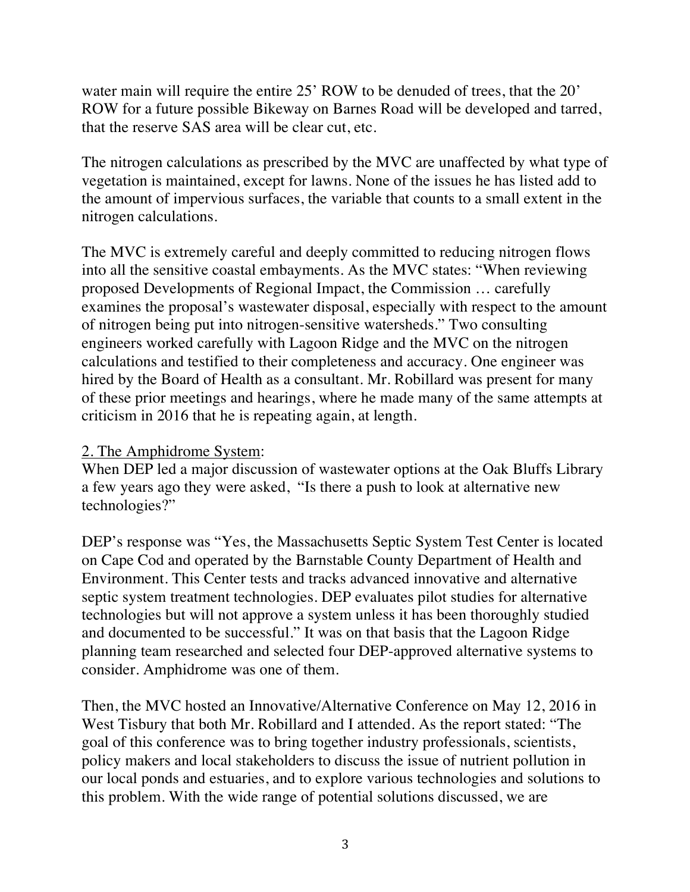water main will require the entire 25' ROW to be denuded of trees, that the 20' ROW for a future possible Bikeway on Barnes Road will be developed and tarred, that the reserve SAS area will be clear cut, etc.

The nitrogen calculations as prescribed by the MVC are unaffected by what type of vegetation is maintained, except for lawns. None of the issues he has listed add to the amount of impervious surfaces, the variable that counts to a small extent in the nitrogen calculations.

The MVC is extremely careful and deeply committed to reducing nitrogen flows into all the sensitive coastal embayments. As the MVC states: "When reviewing proposed Developments of Regional Impact, the Commission … carefully examines the proposal's wastewater disposal, especially with respect to the amount of nitrogen being put into nitrogen-sensitive watersheds." Two consulting engineers worked carefully with Lagoon Ridge and the MVC on the nitrogen calculations and testified to their completeness and accuracy. One engineer was hired by the Board of Health as a consultant. Mr. Robillard was present for many of these prior meetings and hearings, where he made many of the same attempts at criticism in 2016 that he is repeating again, at length.

<u>2. The Amphidrome System</u>:

When DEP led a major discussion of wastewater options at the Oak Bluffs Library a few years ago they were asked, "Is there a push to look at alternative new technologies?"

DEP's response was "Yes, the Massachusetts Septic System Test Center is located on Cape Cod and operated by the Barnstable County Department of Health and Environment. This Center tests and tracks advanced innovative and alternative septic system treatment technologies. DEP evaluates pilot studies for alternative technologies but will not approve a system unless it has been thoroughly studied and documented to be successful." It was on that basis that the Lagoon Ridge planning team researched and selected four DEP-approved alternative systems to consider. Amphidrome was one of them.

Then, the MVC hosted an Innovative/Alternative Conference on May 12, 2016 in West Tisbury that both Mr. Robillard and I attended. As the report stated: "The goal of this conference was to bring together industry professionals, scientists, policy makers and local stakeholders to discuss the issue of nutrient pollution in our local ponds and estuaries, and to explore various technologies and solutions to this problem. With the wide range of potential solutions discussed, we are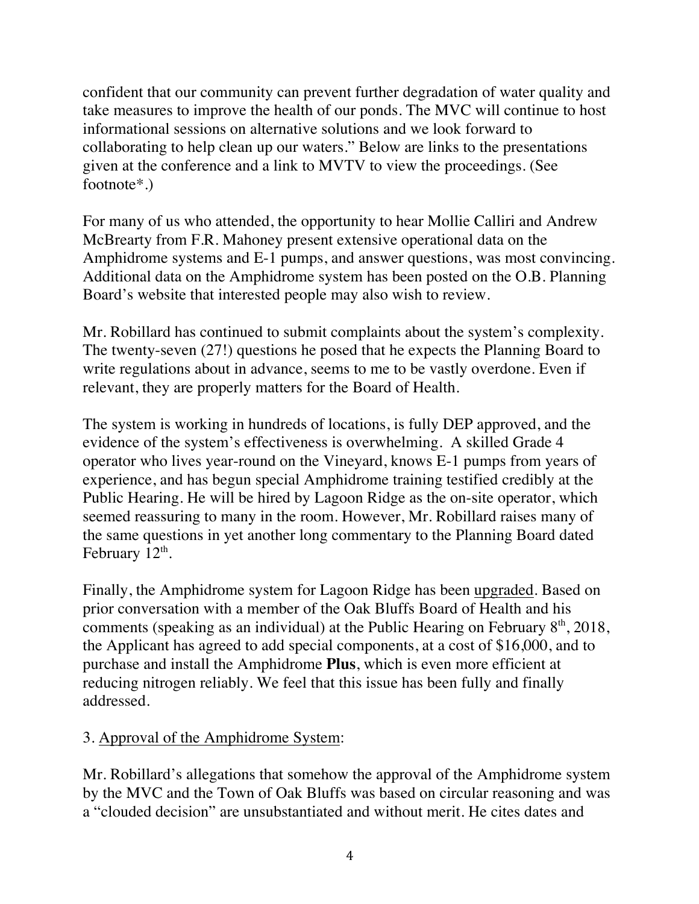confident that our community can prevent further degradation of water quality and take measures to improve the health of our ponds. The MVC will continue to host informational sessions on alternative solutions and we look forward to collaborating to help clean up our waters." Below are links to the presentations given at the conference and a link to MVTV to view the proceedings. (See footnote*.)

For many of us who attended, the opportunity to hear Mollie Calliri and Andrew McBrearty from F.R. Mahoney present extensive operational data on the Amphidrome systems and E-1 pumps, and answer questions, was most convincing. Additional data on the Amphidrome system has been posted on the O.B. Planning Board's website that interested people may also wish to review.

Mr. Robillard has continued to submit complaints about the system's complexity. The twenty-seven (27!) questions he posed that he expects the Planning Board to write regulations about in advance, seems to me to be vastly overdone. Even if relevant, they are properly matters for the Board of Health.

The system is working in hundreds of locations, is fully DEP approved, and the evidence of the system's effectiveness is overwhelming. A skilled Grade 4 operator who lives year-round on the Vineyard, knows E-1 pumps from years of experience, and has begun special Amphidrome training testified credibly at the Public Hearing. He will be hired by Lagoon Ridge as the on-site operator, which seemed reassuring to many in the room. However, Mr. Robillard raises many of the same questions in yet another long commentary to the Planning Board dated February 12th.

Finally, the Amphidrome system for Lagoon Ridge has been <u>upgraded</u>. Based on prior conversation with a member of the Oak Bluffs Board of Health and his comments (speaking as an individual) at the Public Hearing on February 8th, 2018, the Applicant has agreed to add special components, at a cost of $16,000, and to purchase and install the Amphidrome **Plus**, which is even more efficient at reducing nitrogen reliably. We feel that this issue has been fully and finally addressed.

3. <u>Approval of the Amphidrome System</u>:

Mr. Robillard's allegations that somehow the approval of the Amphidrome system by the MVC and the Town of Oak Bluffs was based on circular reasoning and was a "clouded decision" are unsubstantiated and without merit. He cites dates and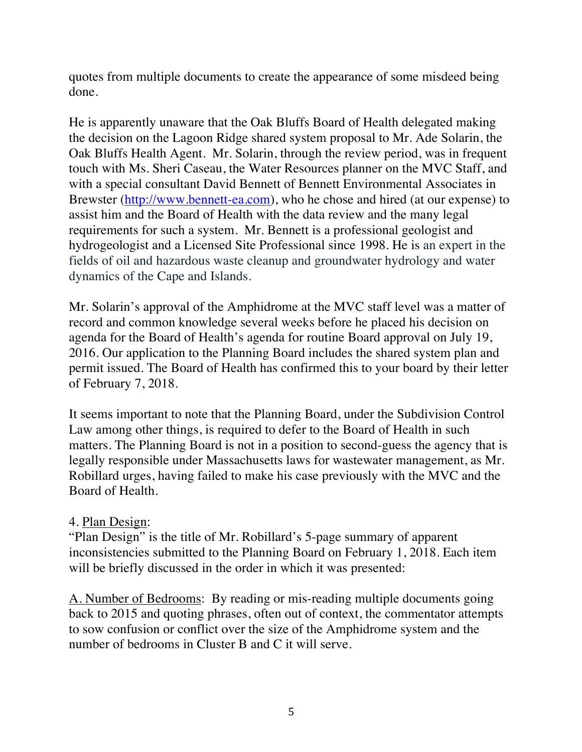quotes from multiple documents to create the appearance of some misdeed being done.

He is apparently unaware that the Oak Bluffs Board of Health delegated making the decision on the Lagoon Ridge shared system proposal to Mr. Ade Solarin, the Oak Bluffs Health Agent. Mr. Solarin, through the review period, was in frequent touch with Ms. Sheri Caseau, the Water Resources planner on the MVC Staff, and with a special consultant David Bennett of Bennett Environmental Associates in Brewster (http://www.bennett-ea.com), who he chose and hired (at our expense) to assist him and the Board of Health with the data review and the many legal requirements for such a system. Mr. Bennett is a professional geologist and hydrogeologist and a Licensed Site Professional since 1998. He is an expert in the fields of oil and hazardous waste cleanup and groundwater hydrology and water dynamics of the Cape and Islands.

Mr. Solarin's approval of the Amphidrome at the MVC staff level was a matter of record and common knowledge several weeks before he placed his decision on agenda for the Board of Health's agenda for routine Board approval on July 19, 2016. Our application to the Planning Board includes the shared system plan and permit issued. The Board of Health has confirmed this to your board by their letter of February 7, 2018.

It seems important to note that the Planning Board, under the Subdivision Control Law among other things, is required to defer to the Board of Health in such matters. The Planning Board is not in a position to second-guess the agency that is legally responsible under Massachusetts laws for wastewater management, as Mr. Robillard urges, having failed to make his case previously with the MVC and the Board of Health.

4. Plan Design:
"Plan Design" is the title of Mr. Robillard's 5-page summary of apparent inconsistencies submitted to the Planning Board on February 1, 2018. Each item will be briefly discussed in the order in which it was presented:

A. Number of Bedrooms: By reading or mis-reading multiple documents going back to 2015 and quoting phrases, often out of context, the commentator attempts to sow confusion or conflict over the size of the Amphidrome system and the number of bedrooms in Cluster B and C it will serve.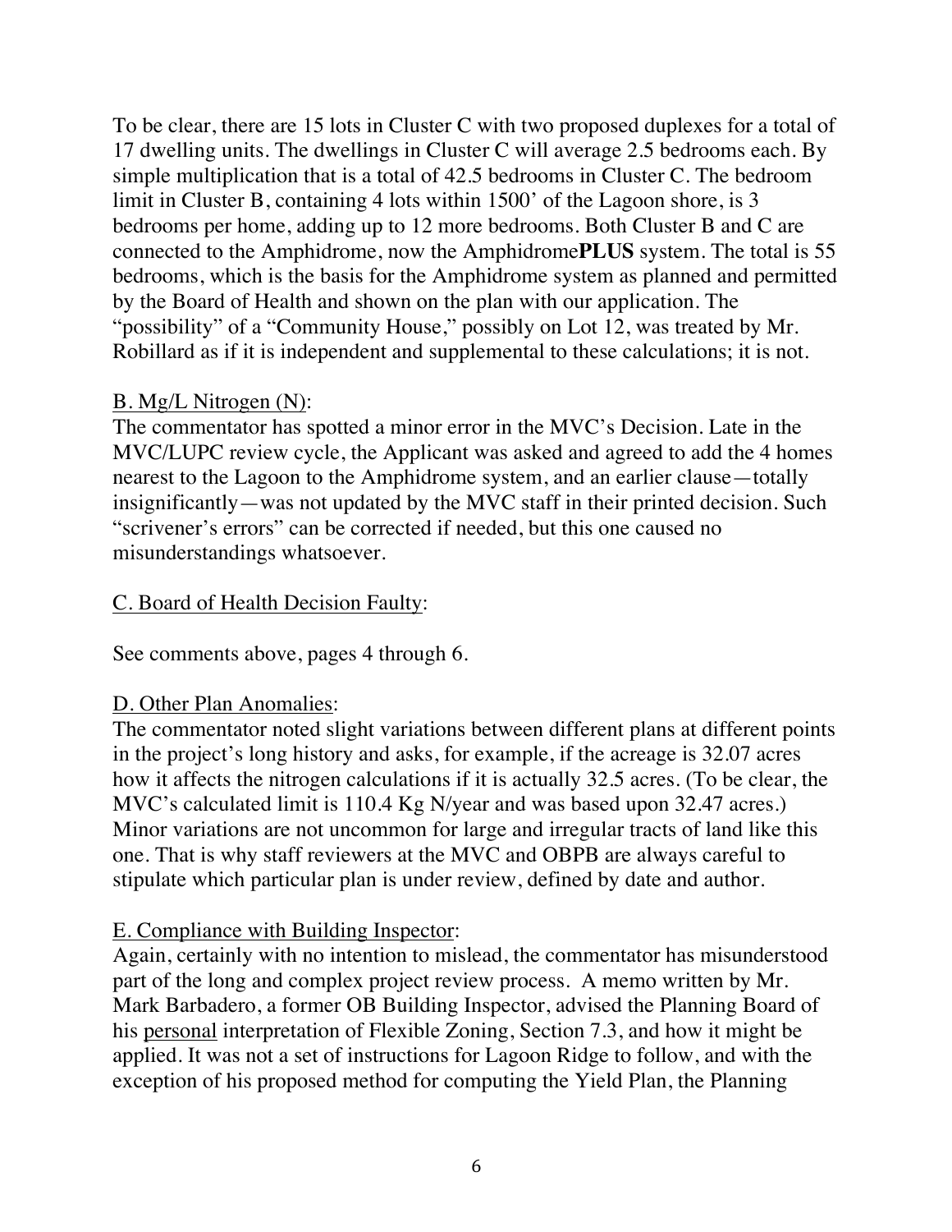To be clear, there are 15 lots in Cluster C with two proposed duplexes for a total of 17 dwelling units. The dwellings in Cluster C will average 2.5 bedrooms each. By simple multiplication that is a total of 42.5 bedrooms in Cluster C. The bedroom limit in Cluster B, containing 4 lots within 1500' of the Lagoon shore, is 3 bedrooms per home, adding up to 12 more bedrooms. Both Cluster B and C are connected to the Amphidrome, now the Amphidrome**PLUS** system. The total is 55 bedrooms, which is the basis for the Amphidrome system as planned and permitted by the Board of Health and shown on the plan with our application. The "possibility" of a "Community House," possibly on Lot 12, was treated by Mr. Robillard as if it is independent and supplemental to these calculations; it is not.

<u>B. Mg/L Nitrogen (N)</u>:
The commentator has spotted a minor error in the MVC's Decision. Late in the MVC/LUPC review cycle, the Applicant was asked and agreed to add the 4 homes nearest to the Lagoon to the Amphidrome system, and an earlier clause—totally insignificantly—was not updated by the MVC staff in their printed decision. Such "scrivener's errors" can be corrected if needed, but this one caused no misunderstandings whatsoever.

<u>C. Board of Health Decision Faulty</u>:

See comments above, pages 4 through 6.

<u>D. Other Plan Anomalies</u>:
The commentator noted slight variations between different plans at different points in the project's long history and asks, for example, if the acreage is 32.07 acres how it affects the nitrogen calculations if it is actually 32.5 acres. (To be clear, the MVC's calculated limit is 110.4 Kg N/year and was based upon 32.47 acres.) Minor variations are not uncommon for large and irregular tracts of land like this one. That is why staff reviewers at the MVC and OBPB are always careful to stipulate which particular plan is under review, defined by date and author.

<u>E. Compliance with Building Inspector</u>:
Again, certainly with no intention to mislead, the commentator has misunderstood part of the long and complex project review process. A memo written by Mr. Mark Barbadero, a former OB Building Inspector, advised the Planning Board of his <u>personal</u> interpretation of Flexible Zoning, Section 7.3, and how it might be applied. It was not a set of instructions for Lagoon Ridge to follow, and with the exception of his proposed method for computing the Yield Plan, the Planning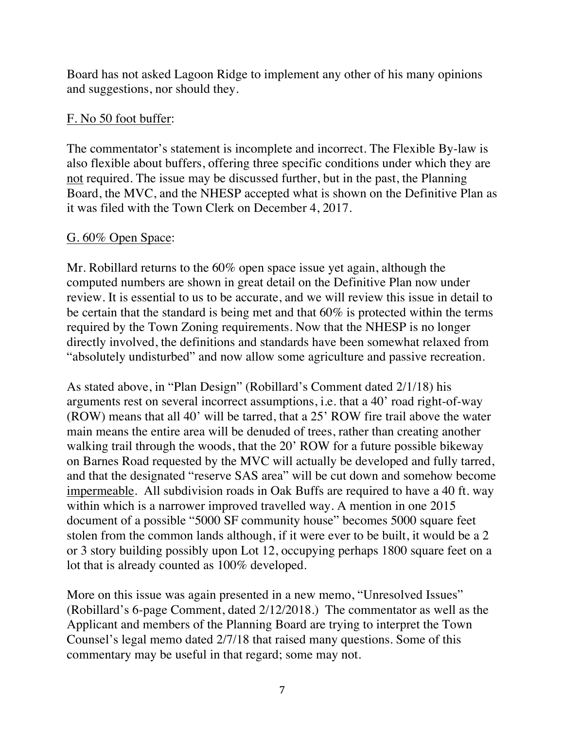Board has not asked Lagoon Ridge to implement any other of his many opinions and suggestions, nor should they.

<u>F. No 50 foot buffer</u>:

The commentator's statement is incomplete and incorrect. The Flexible By-law is also flexible about buffers, offering three specific conditions under which they are <u>not</u> required. The issue may be discussed further, but in the past, the Planning Board, the MVC, and the NHESP accepted what is shown on the Definitive Plan as it was filed with the Town Clerk on December 4, 2017.

<u>G. 60% Open Space</u>:

Mr. Robillard returns to the 60% open space issue yet again, although the computed numbers are shown in great detail on the Definitive Plan now under review. It is essential to us to be accurate, and we will review this issue in detail to be certain that the standard is being met and that 60% is protected within the terms required by the Town Zoning requirements. Now that the NHESP is no longer directly involved, the definitions and standards have been somewhat relaxed from "absolutely undisturbed" and now allow some agriculture and passive recreation.

As stated above, in "Plan Design" (Robillard's Comment dated 2/1/18) his arguments rest on several incorrect assumptions, i.e. that a 40' road right-of-way (ROW) means that all 40' will be tarred, that a 25' ROW fire trail above the water main means the entire area will be denuded of trees, rather than creating another walking trail through the woods, that the 20' ROW for a future possible bikeway on Barnes Road requested by the MVC will actually be developed and fully tarred, and that the designated "reserve SAS area" will be cut down and somehow become <u>impermeable</u>. All subdivision roads in Oak Buffs are required to have a 40 ft. way within which is a narrower improved travelled way. A mention in one 2015 document of a possible "5000 SF community house" becomes 5000 square feet stolen from the common lands although, if it were ever to be built, it would be a 2 or 3 story building possibly upon Lot 12, occupying perhaps 1800 square feet on a lot that is already counted as 100% developed.

More on this issue was again presented in a new memo, "Unresolved Issues" (Robillard's 6-page Comment, dated 2/12/2018.) The commentator as well as the Applicant and members of the Planning Board are trying to interpret the Town Counsel's legal memo dated 2/7/18 that raised many questions. Some of this commentary may be useful in that regard; some may not.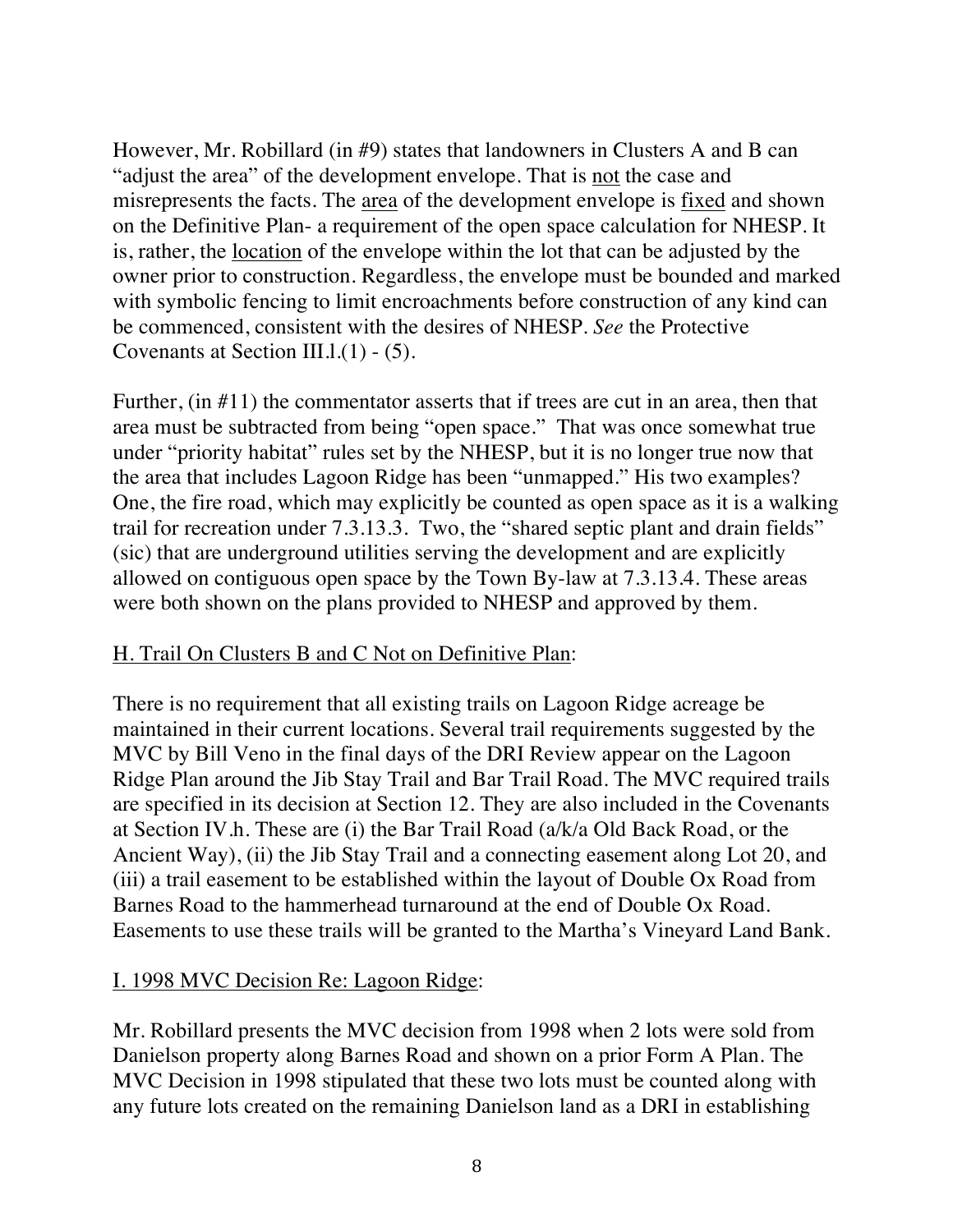However, Mr. Robillard (in #9) states that landowners in Clusters A and B can "adjust the area" of the development envelope. That is <u>not</u> the case and misrepresents the facts. The <u>area</u> of the development envelope is <u>fixed</u> and shown on the Definitive Plan- a requirement of the open space calculation for NHESP. It is, rather, the <u>location</u> of the envelope within the lot that can be adjusted by the owner prior to construction. Regardless, the envelope must be bounded and marked with symbolic fencing to limit encroachments before construction of any kind can be commenced, consistent with the desires of NHESP. *See* the Protective Covenants at Section III.l.(1) - (5).

Further, (in #11) the commentator asserts that if trees are cut in an area, then that area must be subtracted from being "open space." That was once somewhat true under "priority habitat" rules set by the NHESP, but it is no longer true now that the area that includes Lagoon Ridge has been "unmapped." His two examples? One, the fire road, which may explicitly be counted as open space as it is a walking trail for recreation under 7.3.13.3. Two, the "shared septic plant and drain fields" (sic) that are underground utilities serving the development and are explicitly allowed on contiguous open space by the Town By-law at 7.3.13.4. These areas were both shown on the plans provided to NHESP and approved by them.

<u>H. Trail On Clusters B and C Not on Definitive Plan</u>:

There is no requirement that all existing trails on Lagoon Ridge acreage be maintained in their current locations. Several trail requirements suggested by the MVC by Bill Veno in the final days of the DRI Review appear on the Lagoon Ridge Plan around the Jib Stay Trail and Bar Trail Road. The MVC required trails are specified in its decision at Section 12. They are also included in the Covenants at Section IV.h. These are (i) the Bar Trail Road (a/k/a Old Back Road, or the Ancient Way), (ii) the Jib Stay Trail and a connecting easement along Lot 20, and (iii) a trail easement to be established within the layout of Double Ox Road from Barnes Road to the hammerhead turnaround at the end of Double Ox Road. Easements to use these trails will be granted to the Martha's Vineyard Land Bank.

<u>I. 1998 MVC Decision Re: Lagoon Ridge</u>:

Mr. Robillard presents the MVC decision from 1998 when 2 lots were sold from Danielson property along Barnes Road and shown on a prior Form A Plan. The MVC Decision in 1998 stipulated that these two lots must be counted along with any future lots created on the remaining Danielson land as a DRI in establishing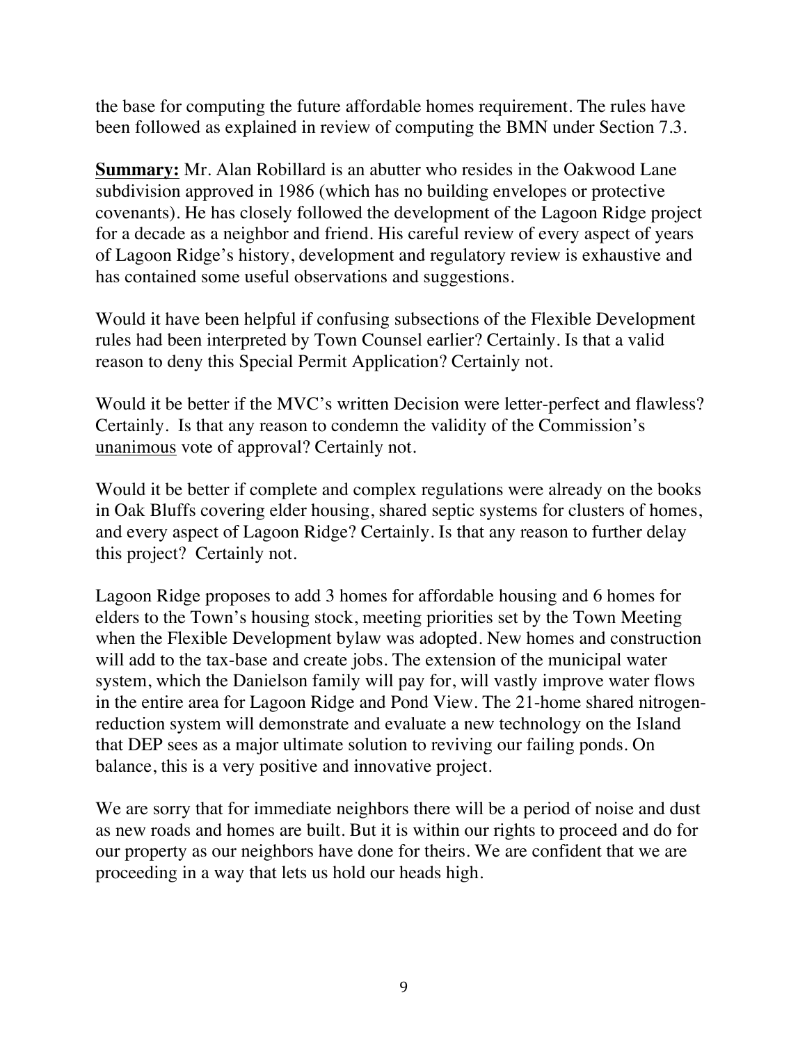the base for computing the future affordable homes requirement. The rules have been followed as explained in review of computing the BMN under Section 7.3.

<u>**Summary:**</u> Mr. Alan Robillard is an abutter who resides in the Oakwood Lane subdivision approved in 1986 (which has no building envelopes or protective covenants). He has closely followed the development of the Lagoon Ridge project for a decade as a neighbor and friend. His careful review of every aspect of years of Lagoon Ridge's history, development and regulatory review is exhaustive and has contained some useful observations and suggestions.

Would it have been helpful if confusing subsections of the Flexible Development rules had been interpreted by Town Counsel earlier? Certainly. Is that a valid reason to deny this Special Permit Application? Certainly not.

Would it be better if the MVC's written Decision were letter-perfect and flawless? Certainly. Is that any reason to condemn the validity of the Commission's <u>unanimous</u> vote of approval? Certainly not.

Would it be better if complete and complex regulations were already on the books in Oak Bluffs covering elder housing, shared septic systems for clusters of homes, and every aspect of Lagoon Ridge? Certainly. Is that any reason to further delay this project? Certainly not.

Lagoon Ridge proposes to add 3 homes for affordable housing and 6 homes for elders to the Town's housing stock, meeting priorities set by the Town Meeting when the Flexible Development bylaw was adopted. New homes and construction will add to the tax-base and create jobs. The extension of the municipal water system, which the Danielson family will pay for, will vastly improve water flows in the entire area for Lagoon Ridge and Pond View. The 21-home shared nitrogen-reduction system will demonstrate and evaluate a new technology on the Island that DEP sees as a major ultimate solution to reviving our failing ponds. On balance, this is a very positive and innovative project.

We are sorry that for immediate neighbors there will be a period of noise and dust as new roads and homes are built. But it is within our rights to proceed and do for our property as our neighbors have done for theirs. We are confident that we are proceeding in a way that lets us hold our heads high.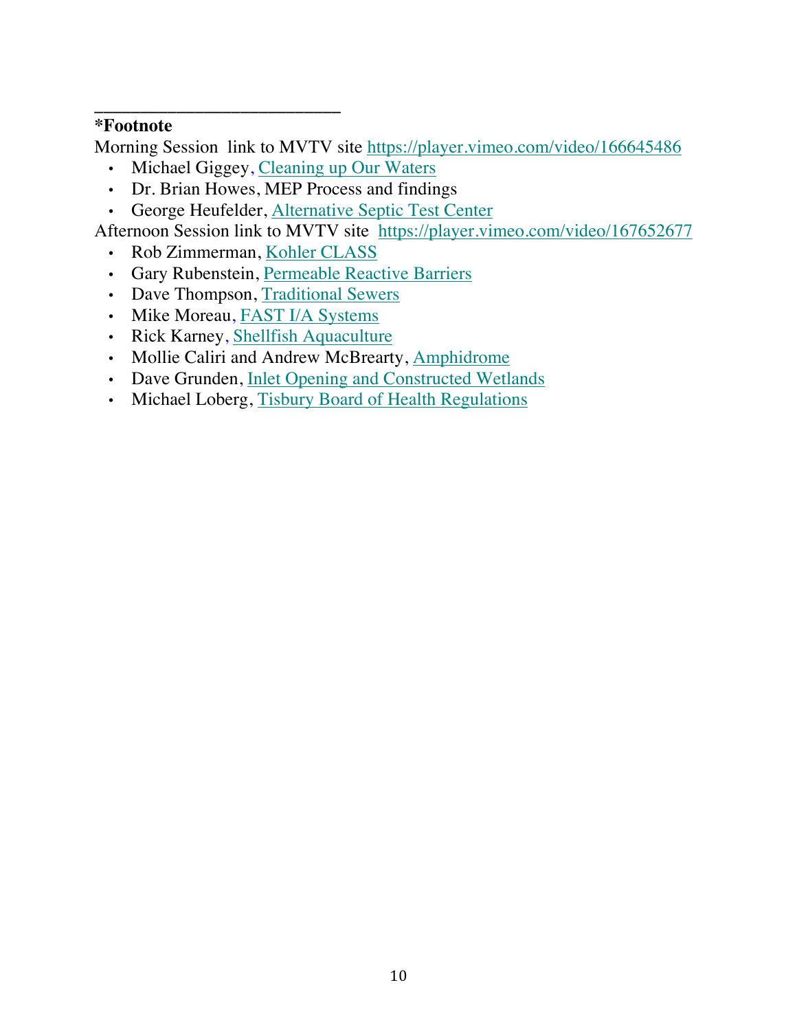___________________________

**\*Footnote**

Morning Session link to MVTV site https://player.vimeo.com/video/166645486

- Michael Giggey, Cleaning up Our Waters
- Dr. Brian Howes, MEP Process and findings
- George Heufelder, Alternative Septic Test Center

Afternoon Session link to MVTV site https://player.vimeo.com/video/167652677

- Rob Zimmerman, Kohler CLASS
- Gary Rubenstein, Permeable Reactive Barriers
- Dave Thompson, Traditional Sewers
- Mike Moreau, FAST I/A Systems
- Rick Karney, Shellfish Aquaculture
- Mollie Caliri and Andrew McBrearty, Amphidrome
- Dave Grunden, Inlet Opening and Constructed Wetlands
- Michael Loberg, Tisbury Board of Health Regulations